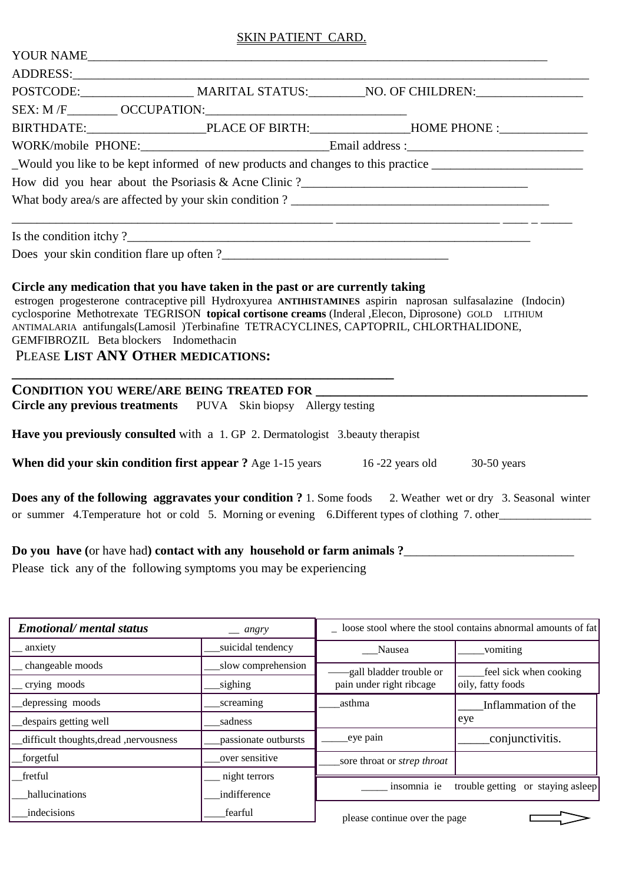SKIN PATIENT CARD.

YOUR NAME_______________________________________________________________________________

ADDRESS:_________________________________________________________________________________________

POSTCODE:__________________ MARITAL STATUS:_________NO. OF CHILDREN:_________________

SEX: M /F________ OCCUPATION:________________________________

BIRTHDATE:___________________PLACE OF BIRTH:________________HOME PHONE :______________

WORK/mobile PHONE:______________________________Email address :_____________________________

_Would you like to be kept informed of new products and changes to this practice ________________________

How did you hear about the Psoriasis & Acne Clinic ?____________________________________

What body area/s are affected by your skin condition ? _________________________________________

_____________________________________________________ __________________________ ____ _ _____

Is the condition itchy ?____________________________________________________________________

Does your skin condition flare up often ?_____________________________________

**Circle any medication that you have taken in the past or are currently taking**
estrogen progesterone contraceptive pill Hydroxyurea **ANTIHISTAMINES** aspirin naprosan sulfasalazine (Indocin) cyclosporine Methotrexate TEGRISON **topical cortisone creams** (Inderal ,Elecon, Diprosone) GOLD LITHIUM ANTIMALARIA antifungals(Lamosil )Terbinafine TETRACYCLINES, CAPTOPRIL, CHLORTHALIDONE, GEMFIBROZIL Beta blockers Indomethacin

PLEASE **LIST ANY OTHER MEDICATIONS:**

_________________________________________________________

**CONDITION YOU WERE/ARE BEING TREATED FOR** ________________________________________

**Circle any previous treatments** PUVA Skin biopsy Allergy testing

**Have you previously consulted** with a 1. GP 2. Dermatologist 3.beauty therapist

**When did your skin condition first appear ?** Age 1-15 years 16 -22 years old 30-50 years

**Does any of the following aggravates your condition ?** 1. Some foods 2. Weather wet or dry 3. Seasonal winter or summer 4.Temperature hot or cold 5. Morning or evening 6.Different types of clothing 7. other________________

**Do you have (**or have had**) contact with any household or farm animals ?**___________________________

Please tick any of the following symptoms you may be experiencing

| ***Emotional/ mental status*** | __ *angry* |
|---|---|
| __ anxiety | ___suicidal tendency |
| __ changeable moods | ___slow comprehension |
| __ crying moods | ___sighing |
| __depressing moods | ___screaming |
| __despairs getting well | ___sadness |
| __difficult thoughts,dread ,nervousness | ___passionate outbursts |
| __forgetful | ___over sensitive |
| __fretful | ___ night terrors |
| ___hallucinations | ___indifference |
| ___indecisions | ____fearful |

| _ loose stool where the stool contains abnormal amounts of fat | |
|---|---|
| ___Nausea | _____vomiting |
| ——gall bladder trouble or pain under right ribcage | _____feel sick when cooking oily, fatty foods |
| ____asthma | ____Inflammation of the eye |
| _____eye pain | _____conjunctivitis. |
| ____sore throat or *strep throat* | |
| _____ insomnia ie trouble getting or staying asleep | |

please continue over the page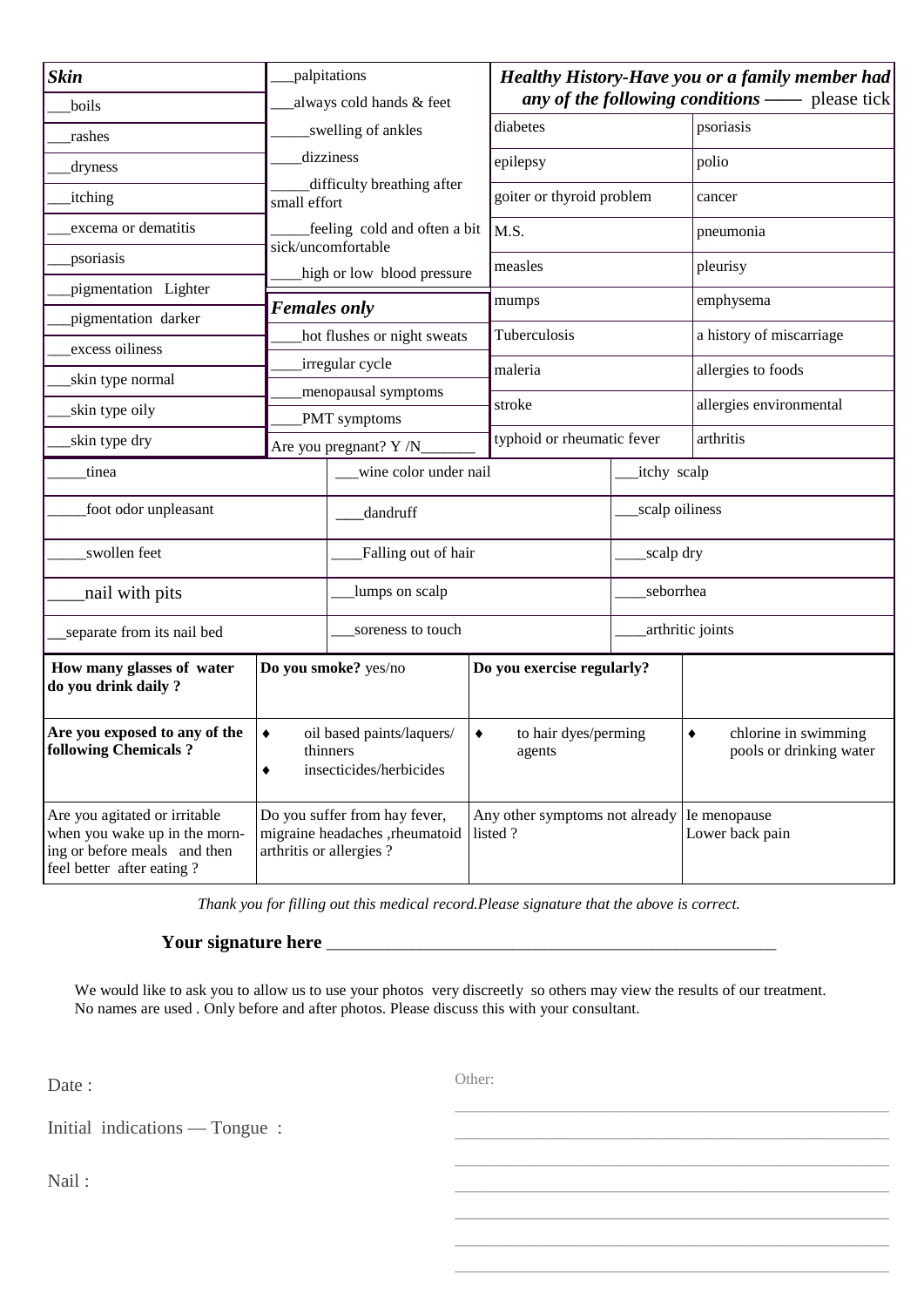| | | | |
|---|---|---|---|
| ***Skin*** | ___palpitations | ***Healthy History-Have you or a family member had any of the following conditions ——*** please tick | |
| ___boils | ___always cold hands & feet | | |
| ___rashes | _____swelling of ankles | diabetes | psoriasis |
| ___dryness | ____dizziness | epilepsy | polio |
| ___itching | _____difficulty breathing after small effort | goiter or thyroid problem | cancer |
| ___excema or dematitis | _____feeling cold and often a bit sick/uncomfortable | M.S. | pneumonia |
| ___psoriasis | ____high or low blood pressure | measles | pleurisy |
| ___pigmentation Lighter | ***Females only*** | mumps | emphysema |
| ___pigmentation darker | ____hot flushes or night sweats | Tuberculosis | a history of miscarriage |
| ___excess oiliness | ____irregular cycle | maleria | allergies to foods |
| ___skin type normal | ____menopausal symptoms | stroke | allergies environmental |
| ___skin type oily | ____PMT symptoms | typhoid or rheumatic fever | arthritis |
| ___skin type dry | Are you pregnant? Y /N_______ | | |

| | | |
|---|---|---|
| _____tinea | ___wine color under nail | ___itchy scalp |
| _____foot odor unpleasant | ____dandruff | ___scalp oiliness |
| _____swollen feet | ____Falling out of hair | ____scalp dry |
| ____nail with pits | ___lumps on scalp | ____seborrhea |
| __separate from its nail bed | ___soreness to touch | ____arthritic joints |

| | | | |
|---|---|---|---|
| **How many glasses of water do you drink daily ?** | **Do you smoke?** yes/no | **Do you exercise regularly?** | |
| **Are you exposed to any of the following Chemicals ?** | ♦ oil based paints/laquers/ thinners<br>♦ insecticides/herbicides | ♦ to hair dyes/perming agents | ♦ chlorine in swimming pools or drinking water |
| Are you agitated or irritable when you wake up in the morning or before meals and then feel better after eating ? | Do you suffer from hay fever, migraine headaches ,rheumatoid arthritis or allergies ? | Any other symptoms not already listed ? | Ie menopause<br>Lower back pain |

*Thank you for filling out this medical record.Please signature that the above is correct.*

**Your signature here** ____________________________________________________

We would like to ask you to allow us to use your photos very discreetly so others may view the results of our treatment. No names are used . Only before and after photos. Please discuss this with your consultant.

Date :

Initial indications — Tongue :

Nail :

Other:
_______________________________________________
_______________________________________________
_______________________________________________
_______________________________________________
_______________________________________________
_______________________________________________
_______________________________________________